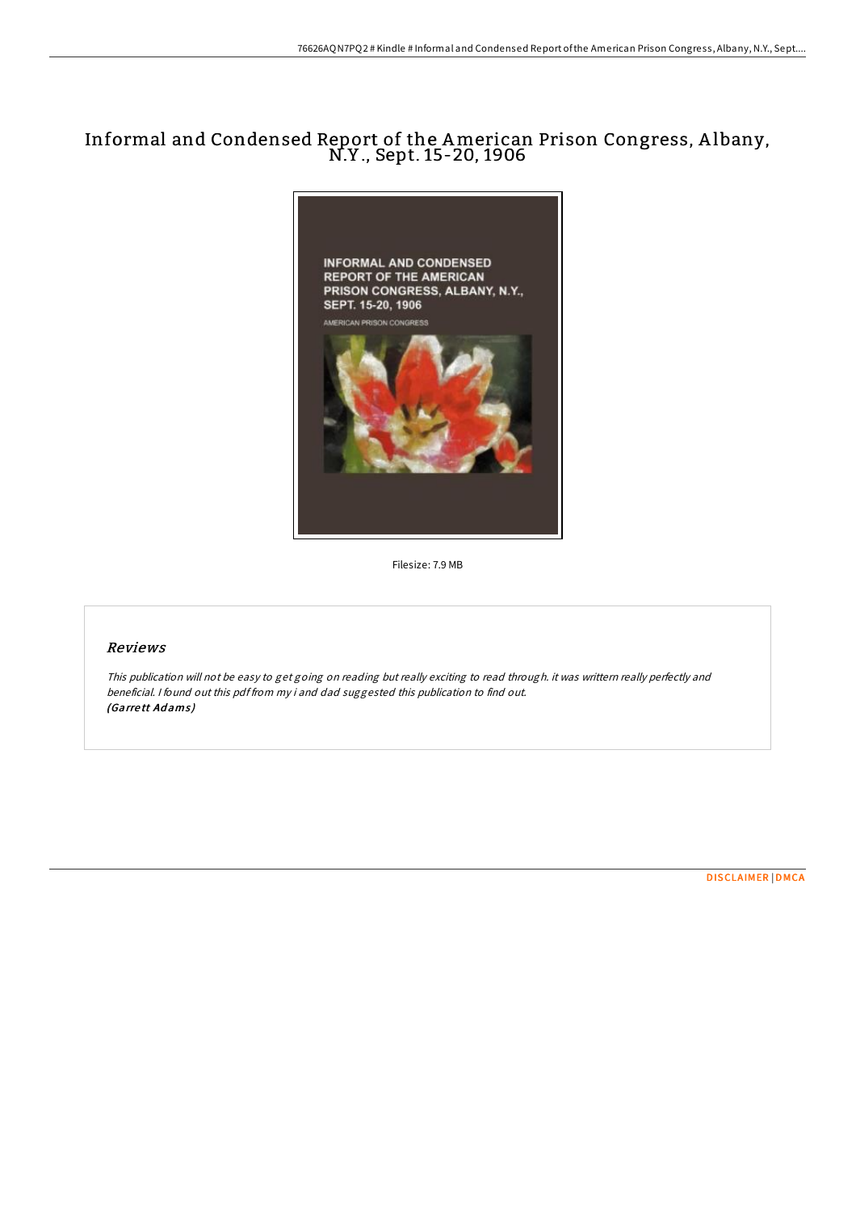# Informal and Condensed Report of the American Prison Congress, Albany, N.Y., Sept. 15-20, 1906

Filesize: 7.9 MB

## Reviews

*This publication will not be easy to get going on reading but really exciting to read through. it was writtern really perfectly and beneficial. I found out this pdf from my i and dad suggested this publication to find out.*
*(Garrett Adams)*

DISCLAIMER | DMCA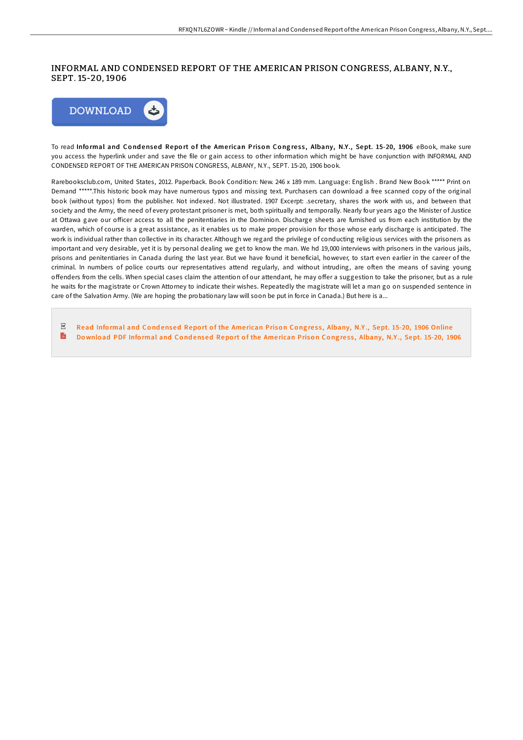# INFORMAL AND CONDENSED REPORT OF THE AMERICAN PRISON CONGRESS, ALBANY, N.Y., SEPT. 15-20, 1906

DOWNLOAD

To read **Informal and Condensed Report of the American Prison Congress, Albany, N.Y., Sept. 15-20, 1906** eBook, make sure you access the hyperlink under and save the file or gain access to other information which might be have conjunction with INFORMAL AND CONDENSED REPORT OF THE AMERICAN PRISON CONGRESS, ALBANY, N.Y., SEPT. 15-20, 1906 book.

Rarebooksclub.com, United States, 2012. Paperback. Book Condition: New. 246 x 189 mm. Language: English . Brand New Book ***** Print on Demand *****.This historic book may have numerous typos and missing text. Purchasers can download a free scanned copy of the original book (without typos) from the publisher. Not indexed. Not illustrated. 1907 Excerpt: .secretary, shares the work with us, and between that society and the Army, the need of every protestant prisoner is met, both spiritually and temporally. Nearly four years ago the Minister of Justice at Ottawa gave our officer access to all the penitentiaries in the Dominion. Discharge sheets are furnished us from each institution by the warden, which of course is a great assistance, as it enables us to make proper provision for those whose early discharge is anticipated. The work is individual rather than collective in its character. Although we regard the privilege of conducting religious services with the prisoners as important and very desirable, yet it is by personal dealing we get to know the man. We hd 19,000 interviews with prisoners in the various jails, prisons and penitentiaries in Canada during the last year. But we have found it beneficial, however, to start even earlier in the career of the criminal. In numbers of police courts our representatives attend regularly, and without intruding, are often the means of saving young offenders from the cells. When special cases claim the attention of our attendant, he may offer a suggestion to take the prisoner, but as a rule he waits for the magistrate or Crown Attorney to indicate their wishes. Repeatedly the magistrate will let a man go on suspended sentence in care of the Salvation Army. (We are hoping the probationary law will soon be put in force in Canada.) But here is a...

- Read Informal and Condensed Report of the American Prison Congress, Albany, N.Y., Sept. 15-20, 1906 Online
- Download PDF Informal and Condensed Report of the American Prison Congress, Albany, N.Y., Sept. 15-20, 1906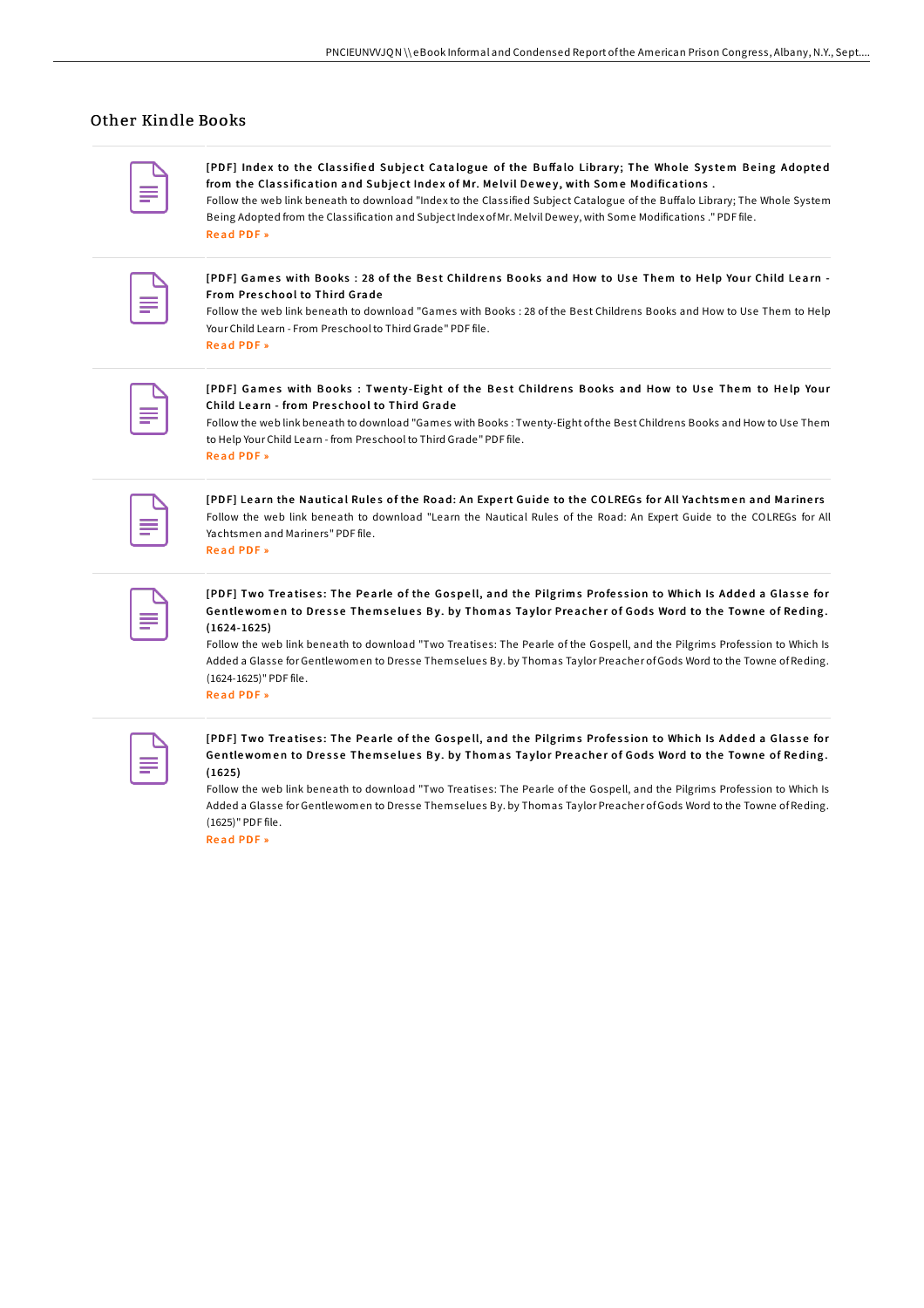## Other Kindle Books

**[PDF] Index to the Classified Subject Catalogue of the Buffalo Library; The Whole System Being Adopted from the Classification and Subject Index of Mr. Melvil Dewey, with Some Modifications .**

Follow the web link beneath to download "Index to the Classified Subject Catalogue of the Buffalo Library; The Whole System Being Adopted from the Classification and Subject Index of Mr. Melvil Dewey, with Some Modifications ." PDF file.

Read PDF »

**[PDF] Games with Books : 28 of the Best Childrens Books and How to Use Them to Help Your Child Learn - From Preschool to Third Grade**

Follow the web link beneath to download "Games with Books : 28 of the Best Childrens Books and How to Use Them to Help Your Child Learn - From Preschool to Third Grade" PDF file.

Read PDF »

**[PDF] Games with Books : Twenty-Eight of the Best Childrens Books and How to Use Them to Help Your Child Learn - from Preschool to Third Grade**

Follow the web link beneath to download "Games with Books : Twenty-Eight of the Best Childrens Books and How to Use Them to Help Your Child Learn - from Preschool to Third Grade" PDF file.

Read PDF »

**[PDF] Learn the Nautical Rules of the Road: An Expert Guide to the COLREGs for All Yachtsmen and Mariners**

Follow the web link beneath to download "Learn the Nautical Rules of the Road: An Expert Guide to the COLREGs for All Yachtsmen and Mariners" PDF file.

Read PDF »

**[PDF] Two Treatises: The Pearle of the Gospell, and the Pilgrims Profession to Which Is Added a Glasse for Gentlewomen to Dresse Themselues By. by Thomas Taylor Preacher of Gods Word to the Towne of Reding. (1624-1625)**

Follow the web link beneath to download "Two Treatises: The Pearle of the Gospell, and the Pilgrims Profession to Which Is Added a Glasse for Gentlewomen to Dresse Themselues By. by Thomas Taylor Preacher of Gods Word to the Towne of Reding. (1624-1625)" PDF file.

Read PDF »

**[PDF] Two Treatises: The Pearle of the Gospell, and the Pilgrims Profession to Which Is Added a Glasse for Gentlewomen to Dresse Themselues By. by Thomas Taylor Preacher of Gods Word to the Towne of Reding. (1625)**

Follow the web link beneath to download "Two Treatises: The Pearle of the Gospell, and the Pilgrims Profession to Which Is Added a Glasse for Gentlewomen to Dresse Themselues By. by Thomas Taylor Preacher of Gods Word to the Towne of Reding. (1625)" PDF file.

Read PDF »